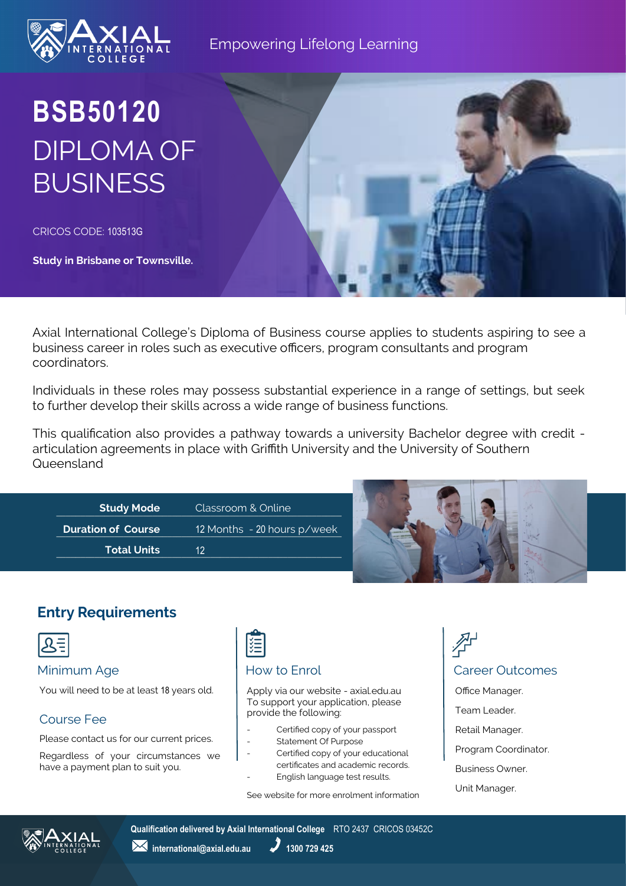Axial International College

Empowering Lifelong Learning

# BSB50120
# DIPLOMA OF BUSINESS

CRICOS CODE: 103513G

**Study in Brisbane or Townsville.**

Axial International College's Diploma of Business course applies to students aspiring to see a business career in roles such as executive officers, program consultants and program coordinators.

Individuals in these roles may possess substantial experience in a range of settings, but seek to further develop their skills across a wide range of business functions.

This qualification also provides a pathway towards a university Bachelor degree with credit - articulation agreements in place with Griffith University and the University of Southern Queensland

| | |
|---|---|
| **Study Mode** | Classroom & Online |
| **Duration of Course** | 12 Months - 20 hours p/week |
| **Total Units** | 12 |

## Entry Requirements

### Minimum Age

You will need to be at least 18 years old.

### Course Fee

Please contact us for our current prices.

Regardless of your circumstances we have a payment plan to suit you.

### How to Enrol

Apply via our website - axial.edu.au
To support your application, please provide the following:

- Certified copy of your passport
- Statement Of Purpose
- Certified copy of your educational certificates and academic records.
- English language test results.

See website for more enrolment information

### Career Outcomes

Office Manager.

Team Leader.

Retail Manager.

Program Coordinator.

Business Owner.

Unit Manager.

**Qualification delivered by Axial International College** RTO 2437 CRICOS 03452C

international@axial.edu.au 1300 729 425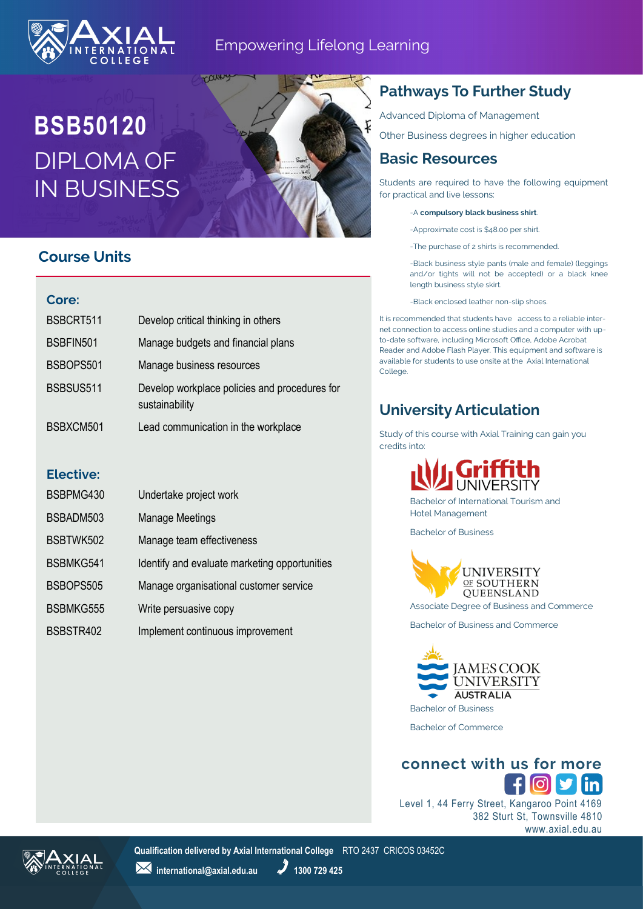# BSB50120 DIPLOMA OF IN BUSINESS

Empowering Lifelong Learning

## Course Units

### Core:

| | |
|---|---|
| BSBCRT511 | Develop critical thinking in others |
| BSBFIN501 | Manage budgets and financial plans |
| BSBOPS501 | Manage business resources |
| BSBSUS511 | Develop workplace policies and procedures for sustainability |
| BSBXCM501 | Lead communication in the workplace |

### Elective:

| | |
|---|---|
| BSBPMG430 | Undertake project work |
| BSBADM503 | Manage Meetings |
| BSBTWK502 | Manage team effectiveness |
| BSBMKG541 | Identify and evaluate marketing opportunities |
| BSBOPS505 | Manage organisational customer service |
| BSBMKG555 | Write persuasive copy |
| BSBSTR402 | Implement continuous improvement |

## Pathways To Further Study

Advanced Diploma of Management

Other Business degrees in higher education

## Basic Resources

Students are required to have the following equipment for practical and live lessons:

-A **compulsory black business shirt**.

-Approximate cost is $48.00 per shirt.

-The purchase of 2 shirts is recommended.

-Black business style pants (male and female) (leggings and/or tights will not be accepted) or a black knee length business style skirt.

-Black enclosed leather non-slip shoes.

It is recommended that students have access to a reliable internet connection to access online studies and a computer with up-to-date software, including Microsoft Office, Adobe Acrobat Reader and Adobe Flash Player. This equipment and software is available for students to use onsite at the Axial International College.

## University Articulation

Study of this course with Axial Training can gain you credits into:

**Griffith University**

Bachelor of International Tourism and Hotel Management

Bachelor of Business

**University of Southern Queensland**

Associate Degree of Business and Commerce

Bachelor of Business and Commerce

**James Cook University Australia**

Bachelor of Business

Bachelor of Commerce

**connect with us for more**

Level 1, 44 Ferry Street, Kangaroo Point 4169
382 Sturt St, Townsville 4810
www.axial.edu.au

**Qualification delivered by Axial International College** RTO 2437 CRICOS 03452C

**international@axial.edu.au** **1300 729 425**